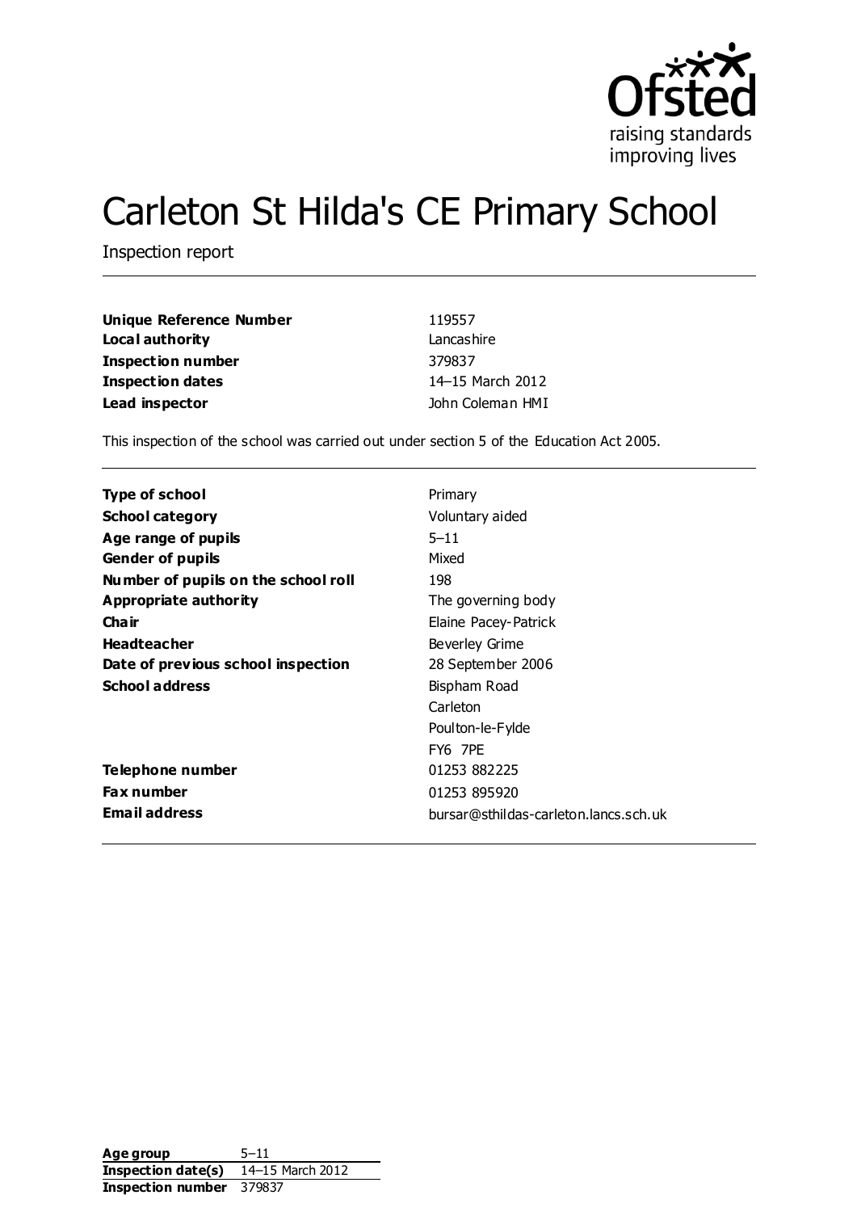# Carleton St Hilda's CE Primary School

Inspection report

| | |
|---|---|
| **Unique Reference Number** | 119557 |
| **Local authority** | Lancashire |
| **Inspection number** | 379837 |
| **Inspection dates** | 14–15 March 2012 |
| **Lead inspector** | John Coleman HMI |

This inspection of the school was carried out under section 5 of the Education Act 2005.

| | |
|---|---|
| **Type of school** | Primary |
| **School category** | Voluntary aided |
| **Age range of pupils** | 5–11 |
| **Gender of pupils** | Mixed |
| **Number of pupils on the school roll** | 198 |
| **Appropriate authority** | The governing body |
| **Chair** | Elaine Pacey-Patrick |
| **Headteacher** | Beverley Grime |
| **Date of previous school inspection** | 28 September 2006 |
| **School address** | Bispham Road<br>Carleton<br>Poulton-le-Fylde<br>FY6 7PE |
| **Telephone number** | 01253 882225 |
| **Fax number** | 01253 895920 |
| **Email address** | bursar@sthildas-carleton.lancs.sch.uk |

| | |
|---|---|
| **Age group** | 5–11 |
| **Inspection date(s)** | 14–15 March 2012 |
| **Inspection number** | 379837 |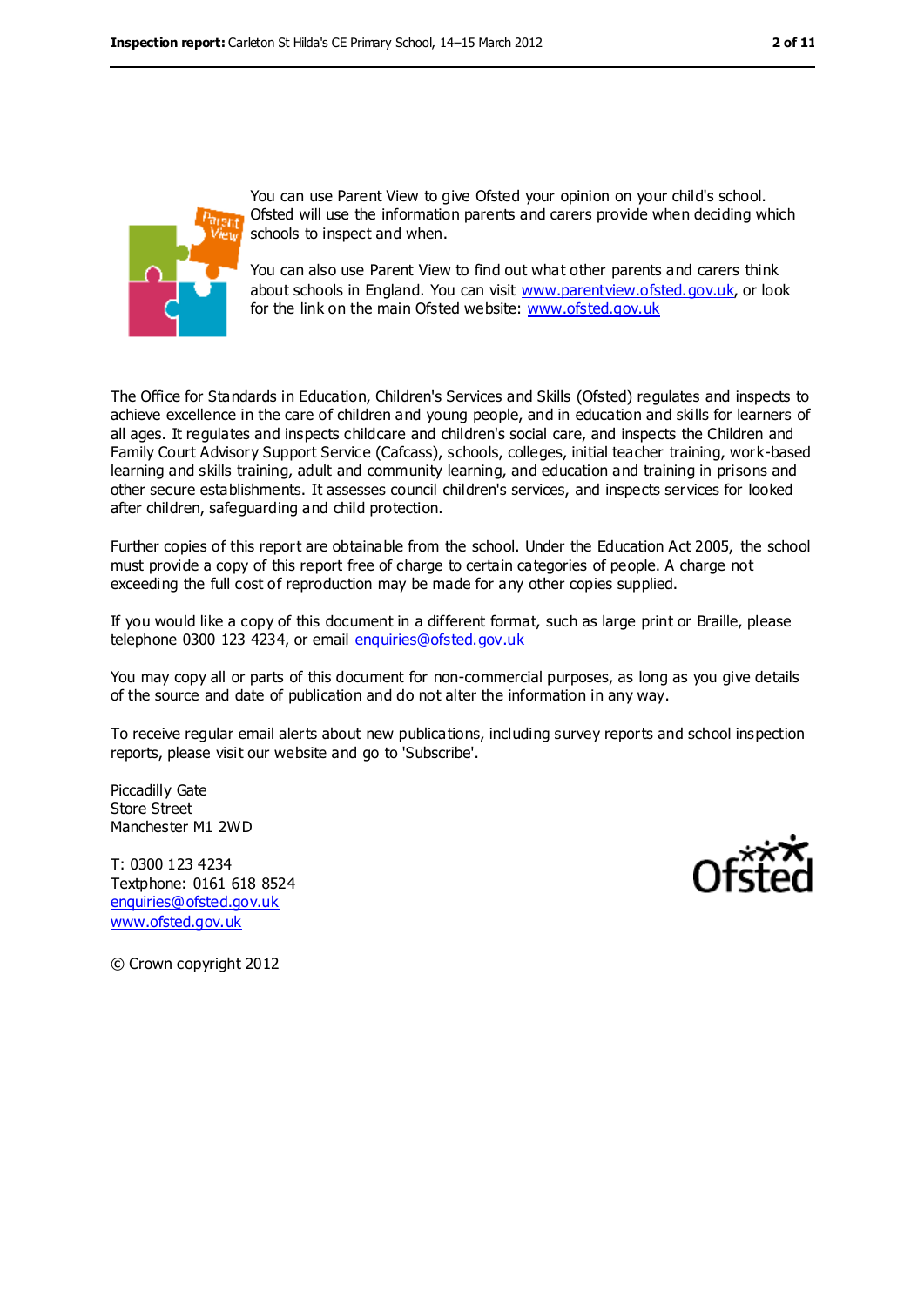You can use Parent View to give Ofsted your opinion on your child's school. Ofsted will use the information parents and carers provide when deciding which schools to inspect and when.

You can also use Parent View to find out what other parents and carers think about schools in England. You can visit www.parentview.ofsted.gov.uk, or look for the link on the main Ofsted website: www.ofsted.gov.uk

The Office for Standards in Education, Children's Services and Skills (Ofsted) regulates and inspects to achieve excellence in the care of children and young people, and in education and skills for learners of all ages. It regulates and inspects childcare and children's social care, and inspects the Children and Family Court Advisory Support Service (Cafcass), schools, colleges, initial teacher training, work-based learning and skills training, adult and community learning, and education and training in prisons and other secure establishments. It assesses council children's services, and inspects services for looked after children, safeguarding and child protection.

Further copies of this report are obtainable from the school. Under the Education Act 2005, the school must provide a copy of this report free of charge to certain categories of people. A charge not exceeding the full cost of reproduction may be made for any other copies supplied.

If you would like a copy of this document in a different format, such as large print or Braille, please telephone 0300 123 4234, or email enquiries@ofsted.gov.uk

You may copy all or parts of this document for non-commercial purposes, as long as you give details of the source and date of publication and do not alter the information in any way.

To receive regular email alerts about new publications, including survey reports and school inspection reports, please visit our website and go to 'Subscribe'.

Piccadilly Gate
Store Street
Manchester M1 2WD

T: 0300 123 4234
Textphone: 0161 618 8524
enquiries@ofsted.gov.uk
www.ofsted.gov.uk

© Crown copyright 2012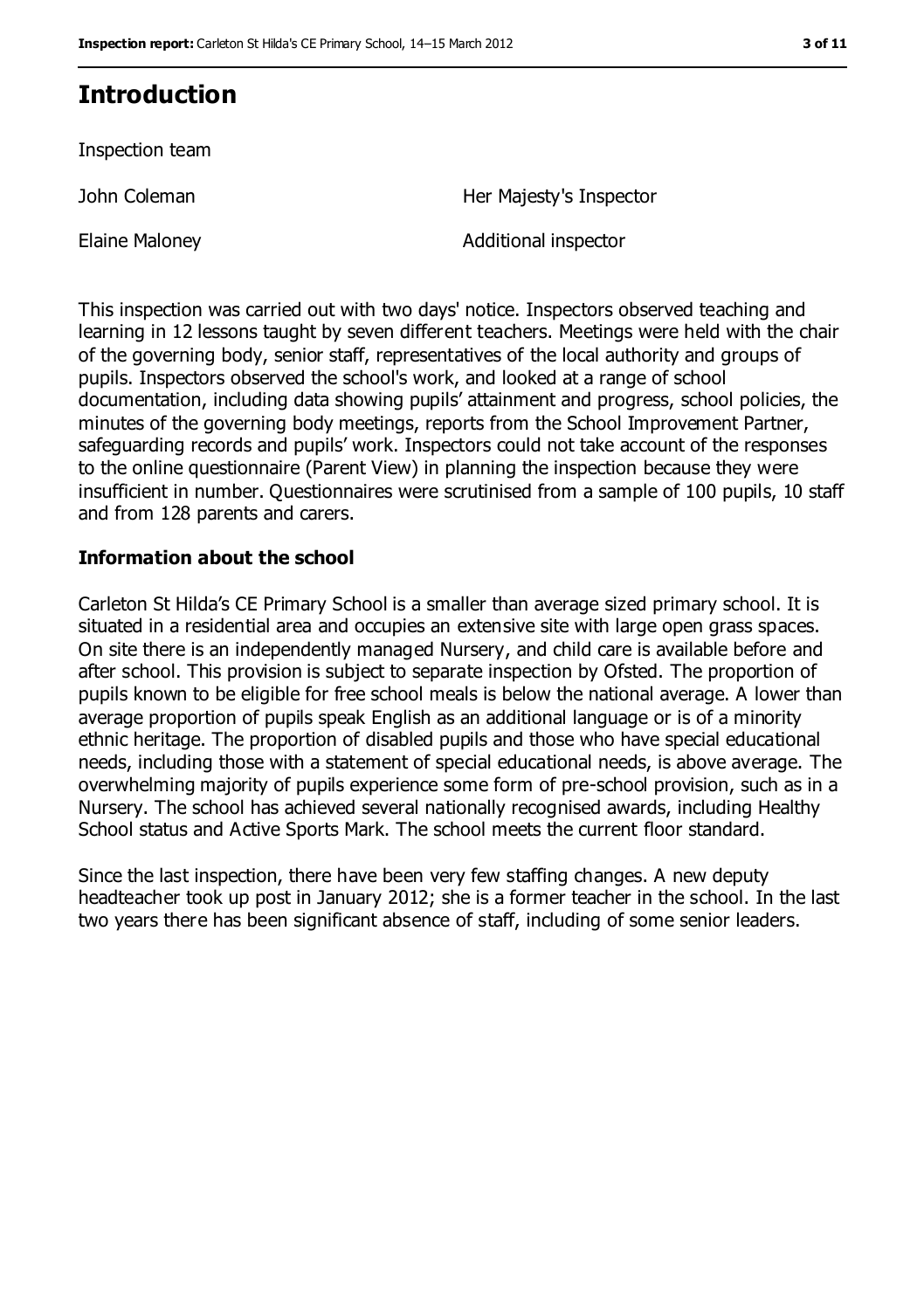# Introduction

Inspection team

| | |
|---|---|
| John Coleman | Her Majesty's Inspector |
| Elaine Maloney | Additional inspector |

This inspection was carried out with two days' notice. Inspectors observed teaching and learning in 12 lessons taught by seven different teachers. Meetings were held with the chair of the governing body, senior staff, representatives of the local authority and groups of pupils. Inspectors observed the school's work, and looked at a range of school documentation, including data showing pupils' attainment and progress, school policies, the minutes of the governing body meetings, reports from the School Improvement Partner, safeguarding records and pupils' work. Inspectors could not take account of the responses to the online questionnaire (Parent View) in planning the inspection because they were insufficient in number. Questionnaires were scrutinised from a sample of 100 pupils, 10 staff and from 128 parents and carers.

## Information about the school

Carleton St Hilda's CE Primary School is a smaller than average sized primary school. It is situated in a residential area and occupies an extensive site with large open grass spaces. On site there is an independently managed Nursery, and child care is available before and after school. This provision is subject to separate inspection by Ofsted. The proportion of pupils known to be eligible for free school meals is below the national average. A lower than average proportion of pupils speak English as an additional language or is of a minority ethnic heritage. The proportion of disabled pupils and those who have special educational needs, including those with a statement of special educational needs, is above average. The overwhelming majority of pupils experience some form of pre-school provision, such as in a Nursery. The school has achieved several nationally recognised awards, including Healthy School status and Active Sports Mark. The school meets the current floor standard.

Since the last inspection, there have been very few staffing changes. A new deputy headteacher took up post in January 2012; she is a former teacher in the school. In the last two years there has been significant absence of staff, including of some senior leaders.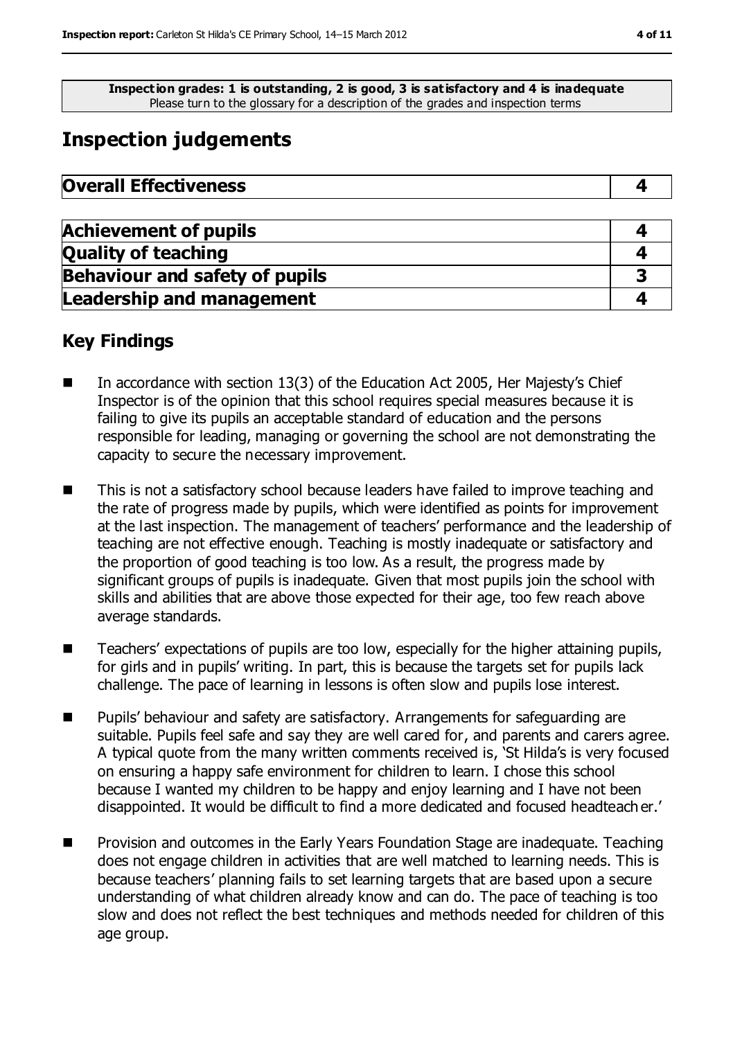**Inspection grades: 1 is outstanding, 2 is good, 3 is satisfactory and 4 is inadequate**
Please turn to the glossary for a description of the grades and inspection terms

# Inspection judgements

| Overall Effectiveness | 4 |
| --- | --- |

| Achievement of pupils | 4 |
| --- | --- |
| Quality of teaching | 4 |
| Behaviour and safety of pupils | 3 |
| Leadership and management | 4 |

## Key Findings

- In accordance with section 13(3) of the Education Act 2005, Her Majesty's Chief Inspector is of the opinion that this school requires special measures because it is failing to give its pupils an acceptable standard of education and the persons responsible for leading, managing or governing the school are not demonstrating the capacity to secure the necessary improvement.
- This is not a satisfactory school because leaders have failed to improve teaching and the rate of progress made by pupils, which were identified as points for improvement at the last inspection. The management of teachers' performance and the leadership of teaching are not effective enough. Teaching is mostly inadequate or satisfactory and the proportion of good teaching is too low. As a result, the progress made by significant groups of pupils is inadequate. Given that most pupils join the school with skills and abilities that are above those expected for their age, too few reach above average standards.
- Teachers' expectations of pupils are too low, especially for the higher attaining pupils, for girls and in pupils' writing. In part, this is because the targets set for pupils lack challenge. The pace of learning in lessons is often slow and pupils lose interest.
- Pupils' behaviour and safety are satisfactory. Arrangements for safeguarding are suitable. Pupils feel safe and say they are well cared for, and parents and carers agree. A typical quote from the many written comments received is, 'St Hilda's is very focused on ensuring a happy safe environment for children to learn. I chose this school because I wanted my children to be happy and enjoy learning and I have not been disappointed. It would be difficult to find a more dedicated and focused headteacher.'
- Provision and outcomes in the Early Years Foundation Stage are inadequate. Teaching does not engage children in activities that are well matched to learning needs. This is because teachers' planning fails to set learning targets that are based upon a secure understanding of what children already know and can do. The pace of teaching is too slow and does not reflect the best techniques and methods needed for children of this age group.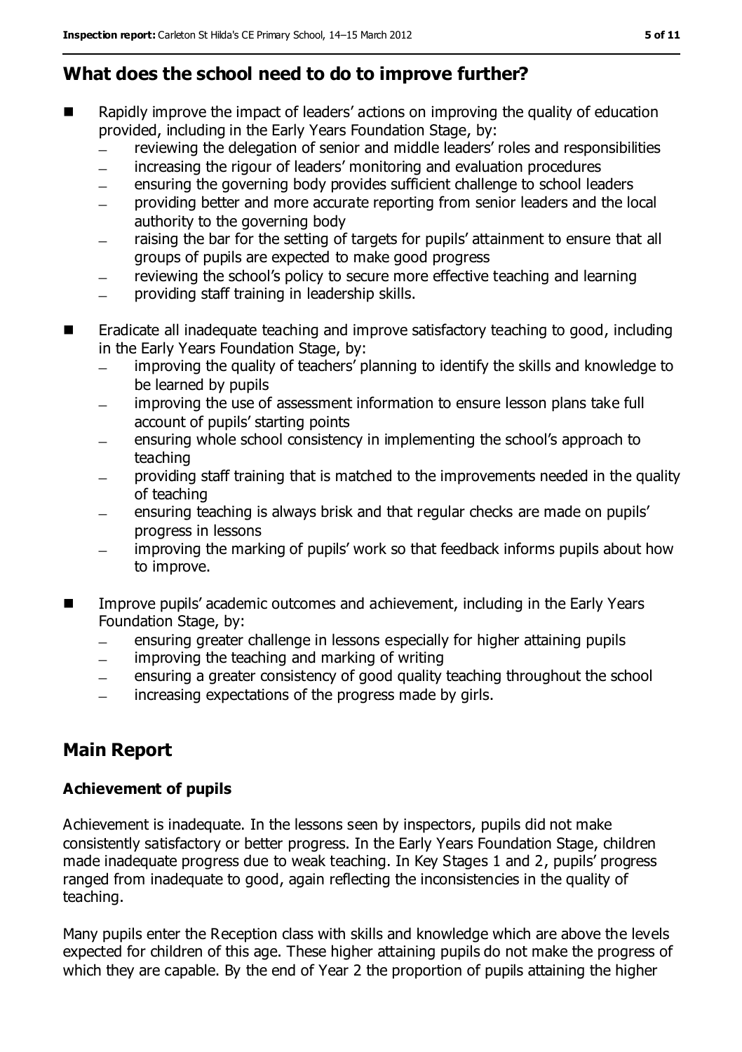## What does the school need to do to improve further?

- Rapidly improve the impact of leaders' actions on improving the quality of education provided, including in the Early Years Foundation Stage, by:
  - reviewing the delegation of senior and middle leaders' roles and responsibilities
  - increasing the rigour of leaders' monitoring and evaluation procedures
  - ensuring the governing body provides sufficient challenge to school leaders
  - providing better and more accurate reporting from senior leaders and the local authority to the governing body
  - raising the bar for the setting of targets for pupils' attainment to ensure that all groups of pupils are expected to make good progress
  - reviewing the school's policy to secure more effective teaching and learning
  - providing staff training in leadership skills.
- Eradicate all inadequate teaching and improve satisfactory teaching to good, including in the Early Years Foundation Stage, by:
  - improving the quality of teachers' planning to identify the skills and knowledge to be learned by pupils
  - improving the use of assessment information to ensure lesson plans take full account of pupils' starting points
  - ensuring whole school consistency in implementing the school's approach to teaching
  - providing staff training that is matched to the improvements needed in the quality of teaching
  - ensuring teaching is always brisk and that regular checks are made on pupils' progress in lessons
  - improving the marking of pupils' work so that feedback informs pupils about how to improve.
- Improve pupils' academic outcomes and achievement, including in the Early Years Foundation Stage, by:
  - ensuring greater challenge in lessons especially for higher attaining pupils
  - improving the teaching and marking of writing
  - ensuring a greater consistency of good quality teaching throughout the school
  - increasing expectations of the progress made by girls.

## Main Report

### Achievement of pupils

Achievement is inadequate. In the lessons seen by inspectors, pupils did not make consistently satisfactory or better progress. In the Early Years Foundation Stage, children made inadequate progress due to weak teaching. In Key Stages 1 and 2, pupils' progress ranged from inadequate to good, again reflecting the inconsistencies in the quality of teaching.

Many pupils enter the Reception class with skills and knowledge which are above the levels expected for children of this age. These higher attaining pupils do not make the progress of which they are capable. By the end of Year 2 the proportion of pupils attaining the higher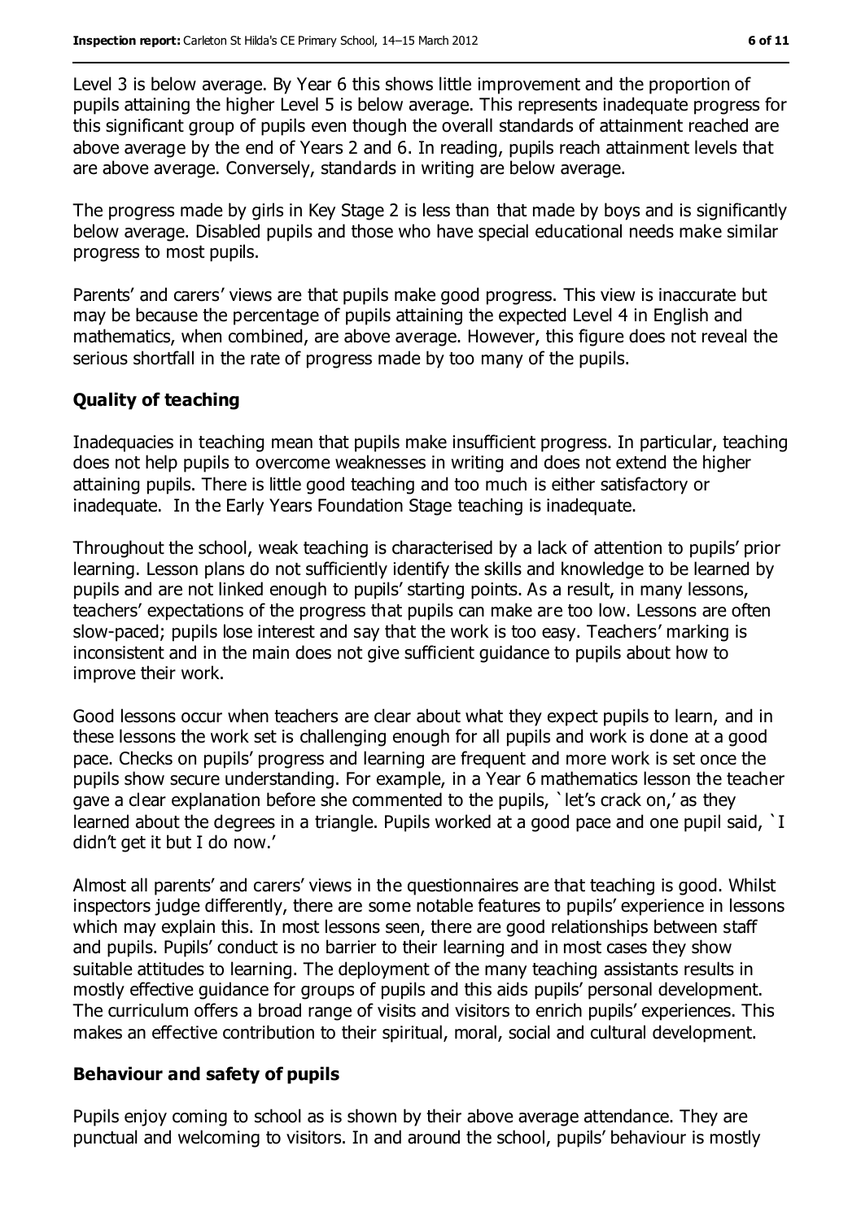Level 3 is below average. By Year 6 this shows little improvement and the proportion of pupils attaining the higher Level 5 is below average. This represents inadequate progress for this significant group of pupils even though the overall standards of attainment reached are above average by the end of Years 2 and 6. In reading, pupils reach attainment levels that are above average. Conversely, standards in writing are below average.

The progress made by girls in Key Stage 2 is less than that made by boys and is significantly below average. Disabled pupils and those who have special educational needs make similar progress to most pupils.

Parents' and carers' views are that pupils make good progress. This view is inaccurate but may be because the percentage of pupils attaining the expected Level 4 in English and mathematics, when combined, are above average. However, this figure does not reveal the serious shortfall in the rate of progress made by too many of the pupils.

### Quality of teaching

Inadequacies in teaching mean that pupils make insufficient progress. In particular, teaching does not help pupils to overcome weaknesses in writing and does not extend the higher attaining pupils. There is little good teaching and too much is either satisfactory or inadequate. In the Early Years Foundation Stage teaching is inadequate.

Throughout the school, weak teaching is characterised by a lack of attention to pupils' prior learning. Lesson plans do not sufficiently identify the skills and knowledge to be learned by pupils and are not linked enough to pupils' starting points. As a result, in many lessons, teachers' expectations of the progress that pupils can make are too low. Lessons are often slow-paced; pupils lose interest and say that the work is too easy. Teachers' marking is inconsistent and in the main does not give sufficient guidance to pupils about how to improve their work.

Good lessons occur when teachers are clear about what they expect pupils to learn, and in these lessons the work set is challenging enough for all pupils and work is done at a good pace. Checks on pupils' progress and learning are frequent and more work is set once the pupils show secure understanding. For example, in a Year 6 mathematics lesson the teacher gave a clear explanation before she commented to the pupils, `let's crack on,' as they learned about the degrees in a triangle. Pupils worked at a good pace and one pupil said, `I didn't get it but I do now.'

Almost all parents' and carers' views in the questionnaires are that teaching is good. Whilst inspectors judge differently, there are some notable features to pupils' experience in lessons which may explain this. In most lessons seen, there are good relationships between staff and pupils. Pupils' conduct is no barrier to their learning and in most cases they show suitable attitudes to learning. The deployment of the many teaching assistants results in mostly effective guidance for groups of pupils and this aids pupils' personal development. The curriculum offers a broad range of visits and visitors to enrich pupils' experiences. This makes an effective contribution to their spiritual, moral, social and cultural development.

### Behaviour and safety of pupils

Pupils enjoy coming to school as is shown by their above average attendance. They are punctual and welcoming to visitors. In and around the school, pupils' behaviour is mostly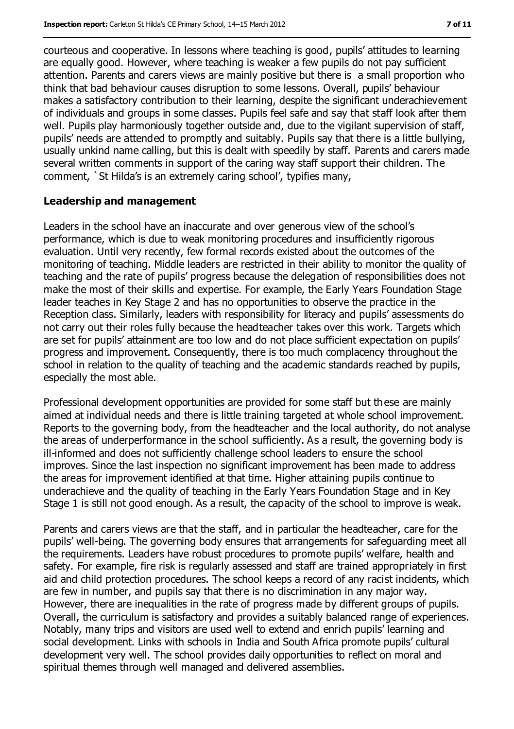courteous and cooperative. In lessons where teaching is good, pupils' attitudes to learning are equally good. However, where teaching is weaker a few pupils do not pay sufficient attention. Parents and carers views are mainly positive but there is a small proportion who think that bad behaviour causes disruption to some lessons. Overall, pupils' behaviour makes a satisfactory contribution to their learning, despite the significant underachievement of individuals and groups in some classes. Pupils feel safe and say that staff look after them well. Pupils play harmoniously together outside and, due to the vigilant supervision of staff, pupils' needs are attended to promptly and suitably. Pupils say that there is a little bullying, usually unkind name calling, but this is dealt with speedily by staff. Parents and carers made several written comments in support of the caring way staff support their children. The comment, `St Hilda's is an extremely caring school', typifies many,

**Leadership and management**

Leaders in the school have an inaccurate and over generous view of the school's performance, which is due to weak monitoring procedures and insufficiently rigorous evaluation. Until very recently, few formal records existed about the outcomes of the monitoring of teaching. Middle leaders are restricted in their ability to monitor the quality of teaching and the rate of pupils' progress because the delegation of responsibilities does not make the most of their skills and expertise. For example, the Early Years Foundation Stage leader teaches in Key Stage 2 and has no opportunities to observe the practice in the Reception class. Similarly, leaders with responsibility for literacy and pupils' assessments do not carry out their roles fully because the headteacher takes over this work. Targets which are set for pupils' attainment are too low and do not place sufficient expectation on pupils' progress and improvement. Consequently, there is too much complacency throughout the school in relation to the quality of teaching and the academic standards reached by pupils, especially the most able.

Professional development opportunities are provided for some staff but these are mainly aimed at individual needs and there is little training targeted at whole school improvement. Reports to the governing body, from the headteacher and the local authority, do not analyse the areas of underperformance in the school sufficiently. As a result, the governing body is ill-informed and does not sufficiently challenge school leaders to ensure the school improves. Since the last inspection no significant improvement has been made to address the areas for improvement identified at that time. Higher attaining pupils continue to underachieve and the quality of teaching in the Early Years Foundation Stage and in Key Stage 1 is still not good enough. As a result, the capacity of the school to improve is weak.

Parents and carers views are that the staff, and in particular the headteacher, care for the pupils' well-being. The governing body ensures that arrangements for safeguarding meet all the requirements. Leaders have robust procedures to promote pupils' welfare, health and safety. For example, fire risk is regularly assessed and staff are trained appropriately in first aid and child protection procedures. The school keeps a record of any racist incidents, which are few in number, and pupils say that there is no discrimination in any major way. However, there are inequalities in the rate of progress made by different groups of pupils. Overall, the curriculum is satisfactory and provides a suitably balanced range of experiences. Notably, many trips and visitors are used well to extend and enrich pupils' learning and social development. Links with schools in India and South Africa promote pupils' cultural development very well. The school provides daily opportunities to reflect on moral and spiritual themes through well managed and delivered assemblies.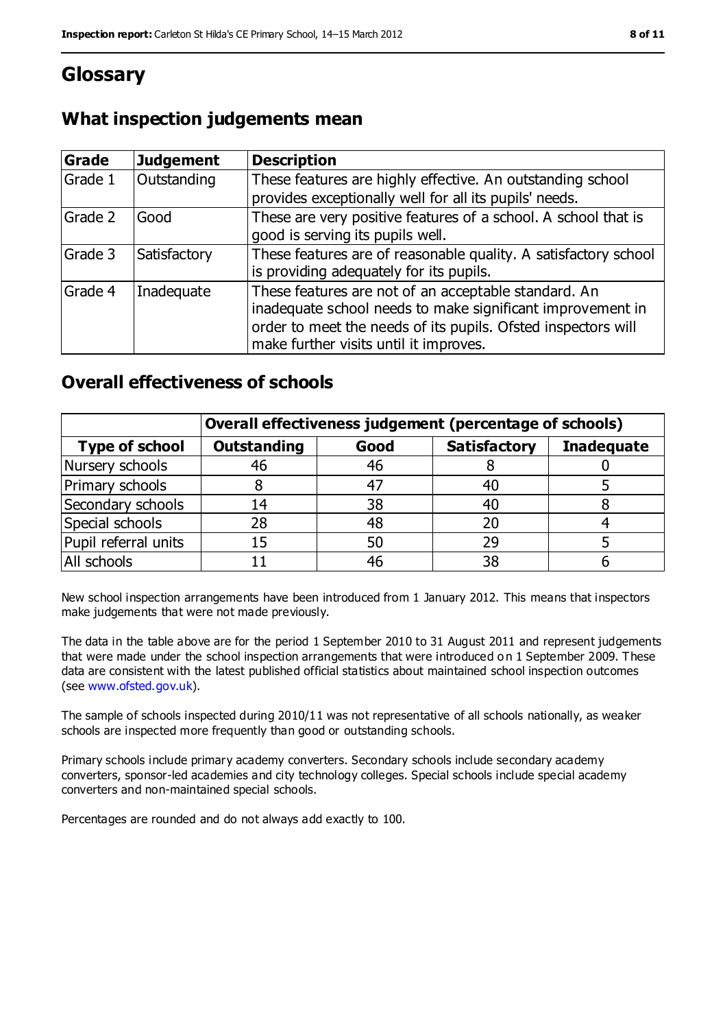# Glossary

## What inspection judgements mean

| Grade | Judgement | Description |
|---|---|---|
| Grade 1 | Outstanding | These features are highly effective. An outstanding school provides exceptionally well for all its pupils' needs. |
| Grade 2 | Good | These are very positive features of a school. A school that is good is serving its pupils well. |
| Grade 3 | Satisfactory | These features are of reasonable quality. A satisfactory school is providing adequately for its pupils. |
| Grade 4 | Inadequate | These features are not of an acceptable standard. An inadequate school needs to make significant improvement in order to meet the needs of its pupils. Ofsted inspectors will make further visits until it improves. |

## Overall effectiveness of schools

| | Overall effectiveness judgement (percentage of schools) | | | |
|---|---|---|---|---|
| **Type of school** | **Outstanding** | **Good** | **Satisfactory** | **Inadequate** |
| Nursery schools | 46 | 46 | 8 | 0 |
| Primary schools | 8 | 47 | 40 | 5 |
| Secondary schools | 14 | 38 | 40 | 8 |
| Special schools | 28 | 48 | 20 | 4 |
| Pupil referral units | 15 | 50 | 29 | 5 |
| All schools | 11 | 46 | 38 | 6 |

New school inspection arrangements have been introduced from 1 January 2012. This means that inspectors make judgements that were not made previously.

The data in the table above are for the period 1 September 2010 to 31 August 2011 and represent judgements that were made under the school inspection arrangements that were introduced on 1 September 2009. These data are consistent with the latest published official statistics about maintained school inspection outcomes (see www.ofsted.gov.uk).

The sample of schools inspected during 2010/11 was not representative of all schools nationally, as weaker schools are inspected more frequently than good or outstanding schools.

Primary schools include primary academy converters. Secondary schools include secondary academy converters, sponsor-led academies and city technology colleges. Special schools include special academy converters and non-maintained special schools.

Percentages are rounded and do not always add exactly to 100.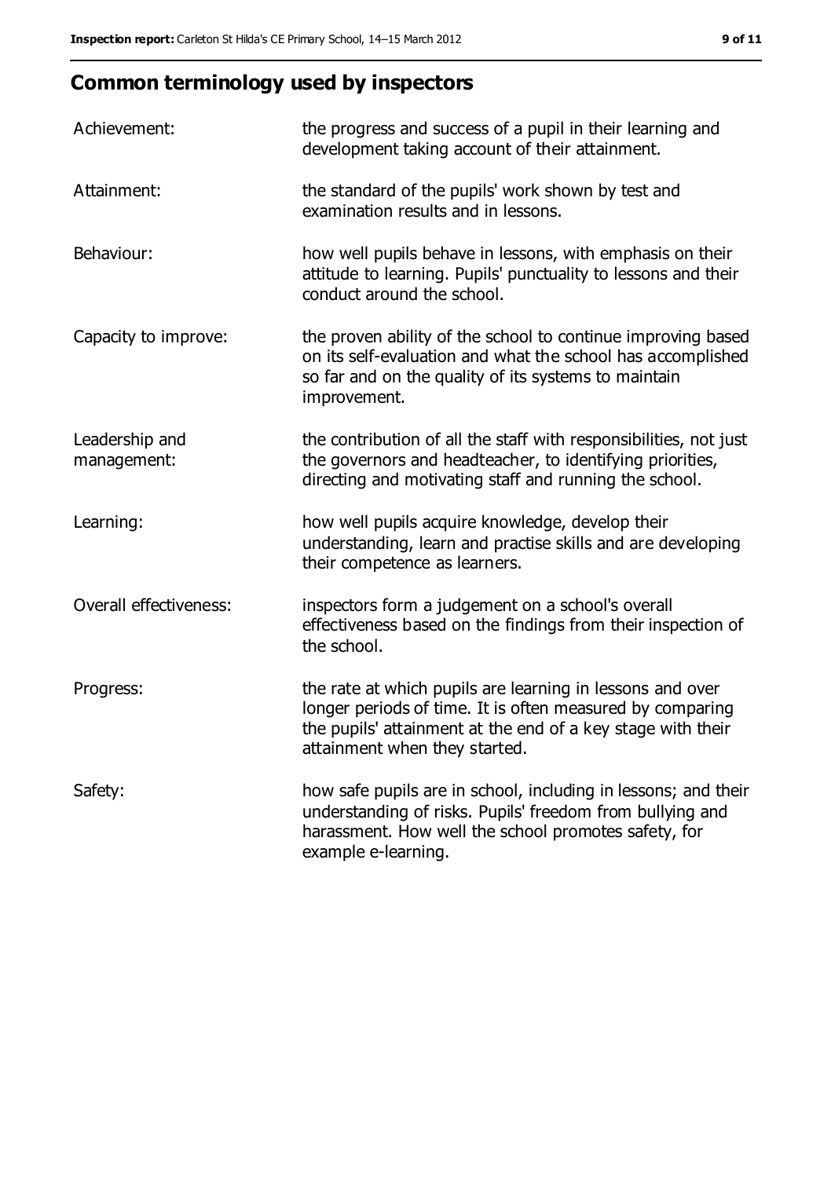## Common terminology used by inspectors

| | |
|---|---|
| Achievement: | the progress and success of a pupil in their learning and development taking account of their attainment. |
| Attainment: | the standard of the pupils' work shown by test and examination results and in lessons. |
| Behaviour: | how well pupils behave in lessons, with emphasis on their attitude to learning. Pupils' punctuality to lessons and their conduct around the school. |
| Capacity to improve: | the proven ability of the school to continue improving based on its self-evaluation and what the school has accomplished so far and on the quality of its systems to maintain improvement. |
| Leadership and management: | the contribution of all the staff with responsibilities, not just the governors and headteacher, to identifying priorities, directing and motivating staff and running the school. |
| Learning: | how well pupils acquire knowledge, develop their understanding, learn and practise skills and are developing their competence as learners. |
| Overall effectiveness: | inspectors form a judgement on a school's overall effectiveness based on the findings from their inspection of the school. |
| Progress: | the rate at which pupils are learning in lessons and over longer periods of time. It is often measured by comparing the pupils' attainment at the end of a key stage with their attainment when they started. |
| Safety: | how safe pupils are in school, including in lessons; and their understanding of risks. Pupils' freedom from bullying and harassment. How well the school promotes safety, for example e-learning. |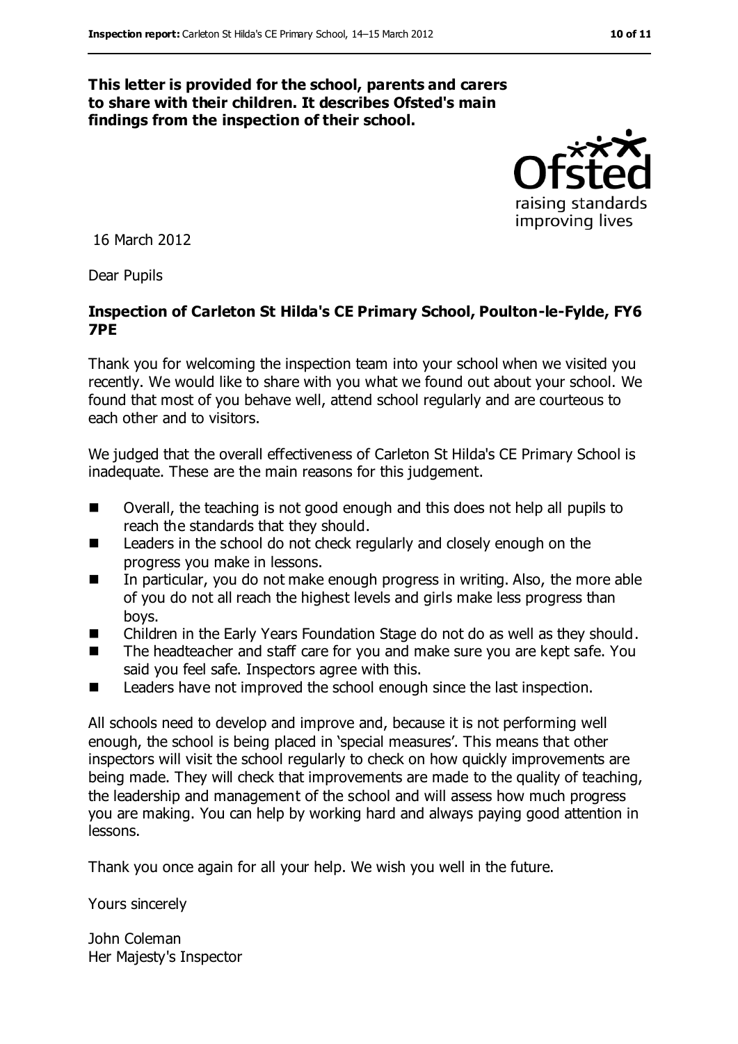**This letter is provided for the school, parents and carers to share with their children. It describes Ofsted's main findings from the inspection of their school.**

16 March 2012

Dear Pupils

**Inspection of Carleton St Hilda's CE Primary School, Poulton-le-Fylde, FY6 7PE**

Thank you for welcoming the inspection team into your school when we visited you recently. We would like to share with you what we found out about your school. We found that most of you behave well, attend school regularly and are courteous to each other and to visitors.

We judged that the overall effectiveness of Carleton St Hilda's CE Primary School is inadequate. These are the main reasons for this judgement.

- Overall, the teaching is not good enough and this does not help all pupils to reach the standards that they should.
- Leaders in the school do not check regularly and closely enough on the progress you make in lessons.
- In particular, you do not make enough progress in writing. Also, the more able of you do not all reach the highest levels and girls make less progress than boys.
- Children in the Early Years Foundation Stage do not do as well as they should.
- The headteacher and staff care for you and make sure you are kept safe. You said you feel safe. Inspectors agree with this.
- Leaders have not improved the school enough since the last inspection.

All schools need to develop and improve and, because it is not performing well enough, the school is being placed in 'special measures'. This means that other inspectors will visit the school regularly to check on how quickly improvements are being made. They will check that improvements are made to the quality of teaching, the leadership and management of the school and will assess how much progress you are making. You can help by working hard and always paying good attention in lessons.

Thank you once again for all your help. We wish you well in the future.

Yours sincerely

John Coleman
Her Majesty's Inspector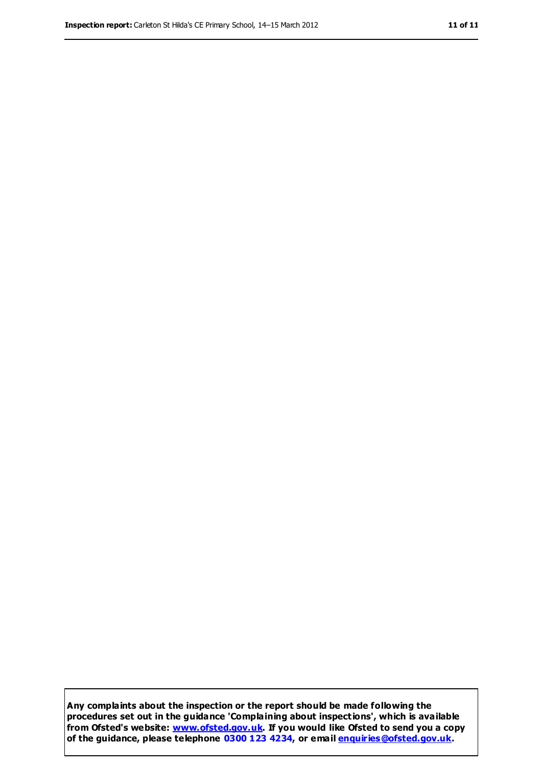**Any complaints about the inspection or the report should be made following the procedures set out in the guidance 'Complaining about inspections', which is available from Ofsted's website: www.ofsted.gov.uk. If you would like Ofsted to send you a copy of the guidance, please telephone 0300 123 4234, or email enquiries@ofsted.gov.uk.**